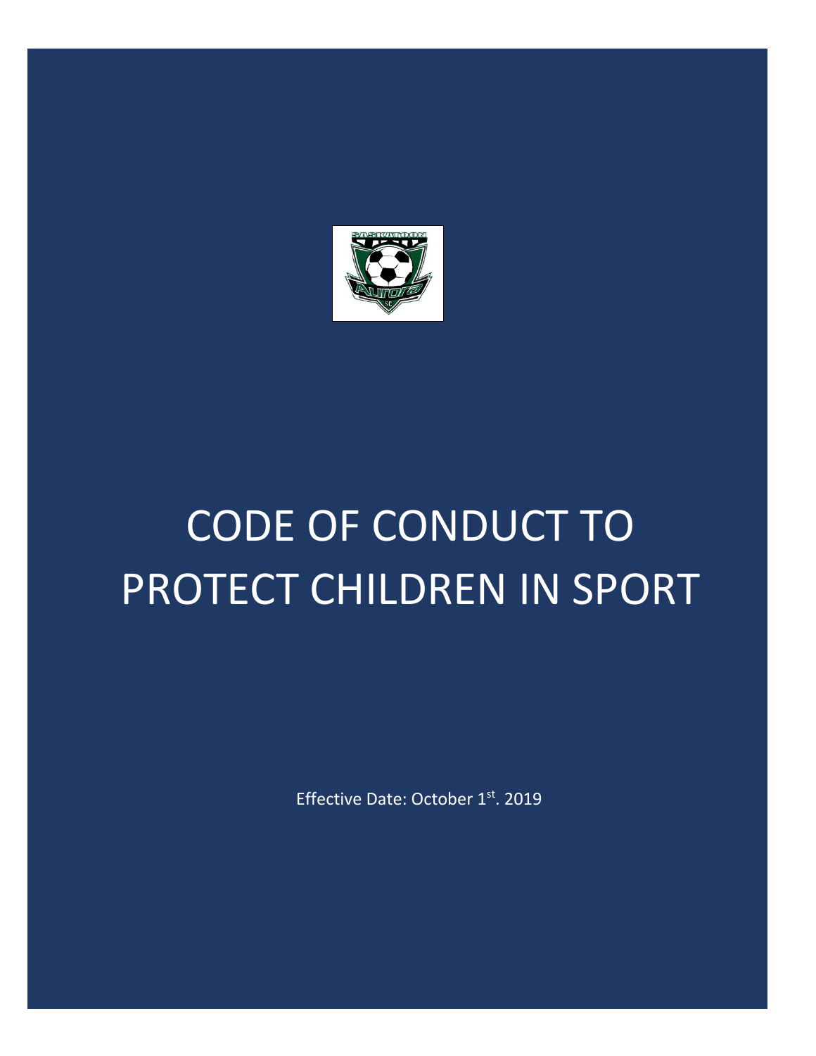# CODE OF CONDUCT TO PROTECT CHILDREN IN SPORT

Effective Date: October 1st. 2019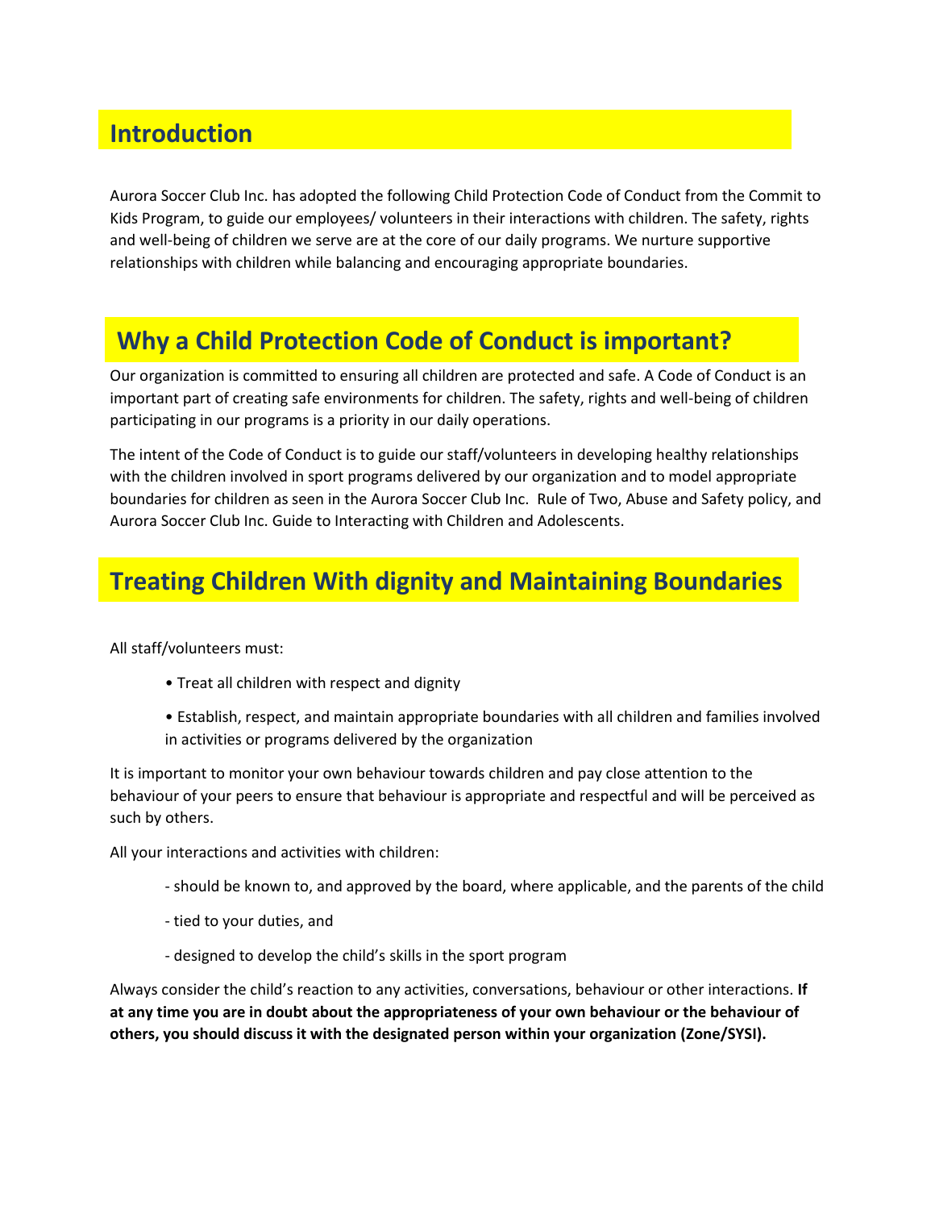## Introduction

Aurora Soccer Club Inc. has adopted the following Child Protection Code of Conduct from the Commit to Kids Program, to guide our employees/ volunteers in their interactions with children. The safety, rights and well-being of children we serve are at the core of our daily programs. We nurture supportive relationships with children while balancing and encouraging appropriate boundaries.

## Why a Child Protection Code of Conduct is important?

Our organization is committed to ensuring all children are protected and safe. A Code of Conduct is an important part of creating safe environments for children. The safety, rights and well-being of children participating in our programs is a priority in our daily operations.

The intent of the Code of Conduct is to guide our staff/volunteers in developing healthy relationships with the children involved in sport programs delivered by our organization and to model appropriate boundaries for children as seen in the Aurora Soccer Club Inc. Rule of Two, Abuse and Safety policy, and Aurora Soccer Club Inc. Guide to Interacting with Children and Adolescents.

## Treating Children With dignity and Maintaining Boundaries

All staff/volunteers must:

- Treat all children with respect and dignity
- Establish, respect, and maintain appropriate boundaries with all children and families involved in activities or programs delivered by the organization

It is important to monitor your own behaviour towards children and pay close attention to the behaviour of your peers to ensure that behaviour is appropriate and respectful and will be perceived as such by others.

All your interactions and activities with children:

- should be known to, and approved by the board, where applicable, and the parents of the child
- tied to your duties, and
- designed to develop the child's skills in the sport program

Always consider the child's reaction to any activities, conversations, behaviour or other interactions. **If at any time you are in doubt about the appropriateness of your own behaviour or the behaviour of others, you should discuss it with the designated person within your organization (Zone/SYSI).**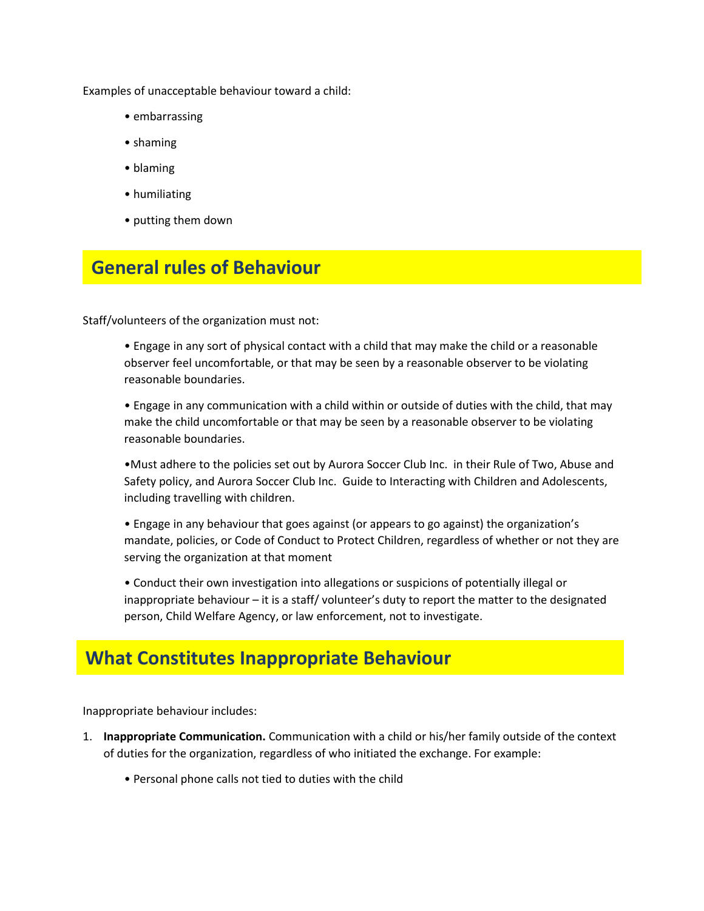Examples of unacceptable behaviour toward a child:

- embarrassing
- shaming
- blaming
- humiliating
- putting them down

## General rules of Behaviour

Staff/volunteers of the organization must not:

- Engage in any sort of physical contact with a child that may make the child or a reasonable observer feel uncomfortable, or that may be seen by a reasonable observer to be violating reasonable boundaries.
- Engage in any communication with a child within or outside of duties with the child, that may make the child uncomfortable or that may be seen by a reasonable observer to be violating reasonable boundaries.
- Must adhere to the policies set out by Aurora Soccer Club Inc. in their Rule of Two, Abuse and Safety policy, and Aurora Soccer Club Inc. Guide to Interacting with Children and Adolescents, including travelling with children.
- Engage in any behaviour that goes against (or appears to go against) the organization's mandate, policies, or Code of Conduct to Protect Children, regardless of whether or not they are serving the organization at that moment
- Conduct their own investigation into allegations or suspicions of potentially illegal or inappropriate behaviour – it is a staff/ volunteer's duty to report the matter to the designated person, Child Welfare Agency, or law enforcement, not to investigate.

## What Constitutes Inappropriate Behaviour

Inappropriate behaviour includes:

1. **Inappropriate Communication.** Communication with a child or his/her family outside of the context of duties for the organization, regardless of who initiated the exchange. For example:
   - Personal phone calls not tied to duties with the child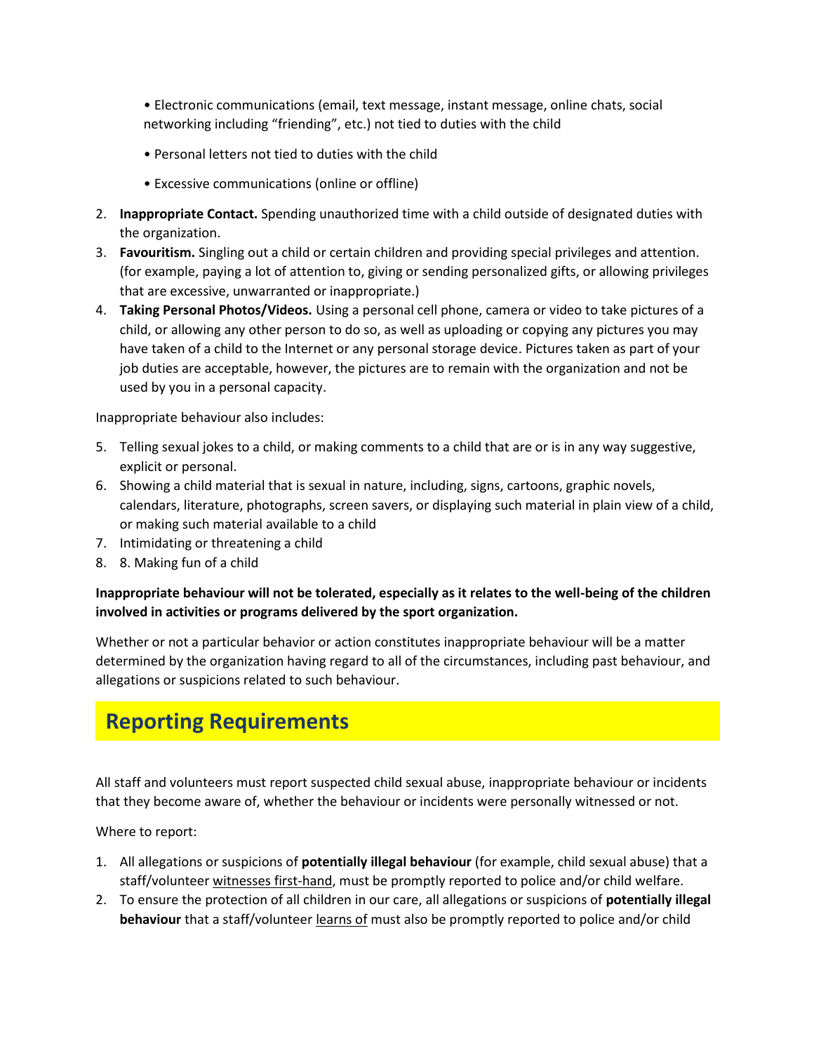• Electronic communications (email, text message, instant message, online chats, social networking including "friending", etc.) not tied to duties with the child

• Personal letters not tied to duties with the child

• Excessive communications (online or offline)

2. **Inappropriate Contact.** Spending unauthorized time with a child outside of designated duties with the organization.
3. **Favouritism.** Singling out a child or certain children and providing special privileges and attention. (for example, paying a lot of attention to, giving or sending personalized gifts, or allowing privileges that are excessive, unwarranted or inappropriate.)
4. **Taking Personal Photos/Videos.** Using a personal cell phone, camera or video to take pictures of a child, or allowing any other person to do so, as well as uploading or copying any pictures you may have taken of a child to the Internet or any personal storage device. Pictures taken as part of your job duties are acceptable, however, the pictures are to remain with the organization and not be used by you in a personal capacity.

Inappropriate behaviour also includes:

5. Telling sexual jokes to a child, or making comments to a child that are or is in any way suggestive, explicit or personal.
6. Showing a child material that is sexual in nature, including, signs, cartoons, graphic novels, calendars, literature, photographs, screen savers, or displaying such material in plain view of a child, or making such material available to a child
7. Intimidating or threatening a child
8. 8. Making fun of a child

**Inappropriate behaviour will not be tolerated, especially as it relates to the well-being of the children involved in activities or programs delivered by the sport organization.**

Whether or not a particular behavior or action constitutes inappropriate behaviour will be a matter determined by the organization having regard to all of the circumstances, including past behaviour, and allegations or suspicions related to such behaviour.

## Reporting Requirements

All staff and volunteers must report suspected child sexual abuse, inappropriate behaviour or incidents that they become aware of, whether the behaviour or incidents were personally witnessed or not.

Where to report:

1. All allegations or suspicions of **potentially illegal behaviour** (for example, child sexual abuse) that a staff/volunteer witnesses first-hand, must be promptly reported to police and/or child welfare.
2. To ensure the protection of all children in our care, all allegations or suspicions of **potentially illegal behaviour** that a staff/volunteer learns of must also be promptly reported to police and/or child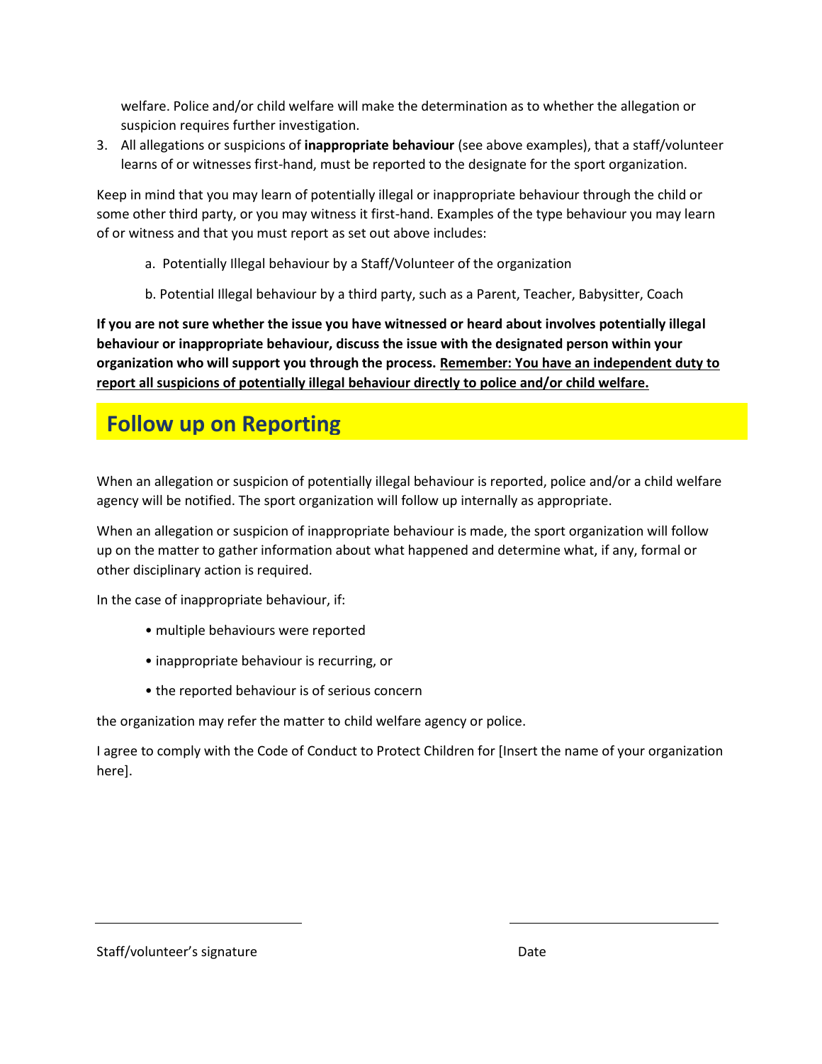welfare. Police and/or child welfare will make the determination as to whether the allegation or suspicion requires further investigation.

3. All allegations or suspicions of **inappropriate behaviour** (see above examples), that a staff/volunteer learns of or witnesses first-hand, must be reported to the designate for the sport organization.

Keep in mind that you may learn of potentially illegal or inappropriate behaviour through the child or some other third party, or you may witness it first-hand. Examples of the type behaviour you may learn of or witness and that you must report as set out above includes:

a. Potentially Illegal behaviour by a Staff/Volunteer of the organization

b. Potential Illegal behaviour by a third party, such as a Parent, Teacher, Babysitter, Coach

**If you are not sure whether the issue you have witnessed or heard about involves potentially illegal behaviour or inappropriate behaviour, discuss the issue with the designated person within your organization who will support you through the process. Remember: You have an independent duty to report all suspicions of potentially illegal behaviour directly to police and/or child welfare.**

## Follow up on Reporting

When an allegation or suspicion of potentially illegal behaviour is reported, police and/or a child welfare agency will be notified. The sport organization will follow up internally as appropriate.

When an allegation or suspicion of inappropriate behaviour is made, the sport organization will follow up on the matter to gather information about what happened and determine what, if any, formal or other disciplinary action is required.

In the case of inappropriate behaviour, if:

- multiple behaviours were reported
- inappropriate behaviour is recurring, or
- the reported behaviour is of serious concern

the organization may refer the matter to child welfare agency or police.

I agree to comply with the Code of Conduct to Protect Children for [Insert the name of your organization here].

Staff/volunteer's signature

Date